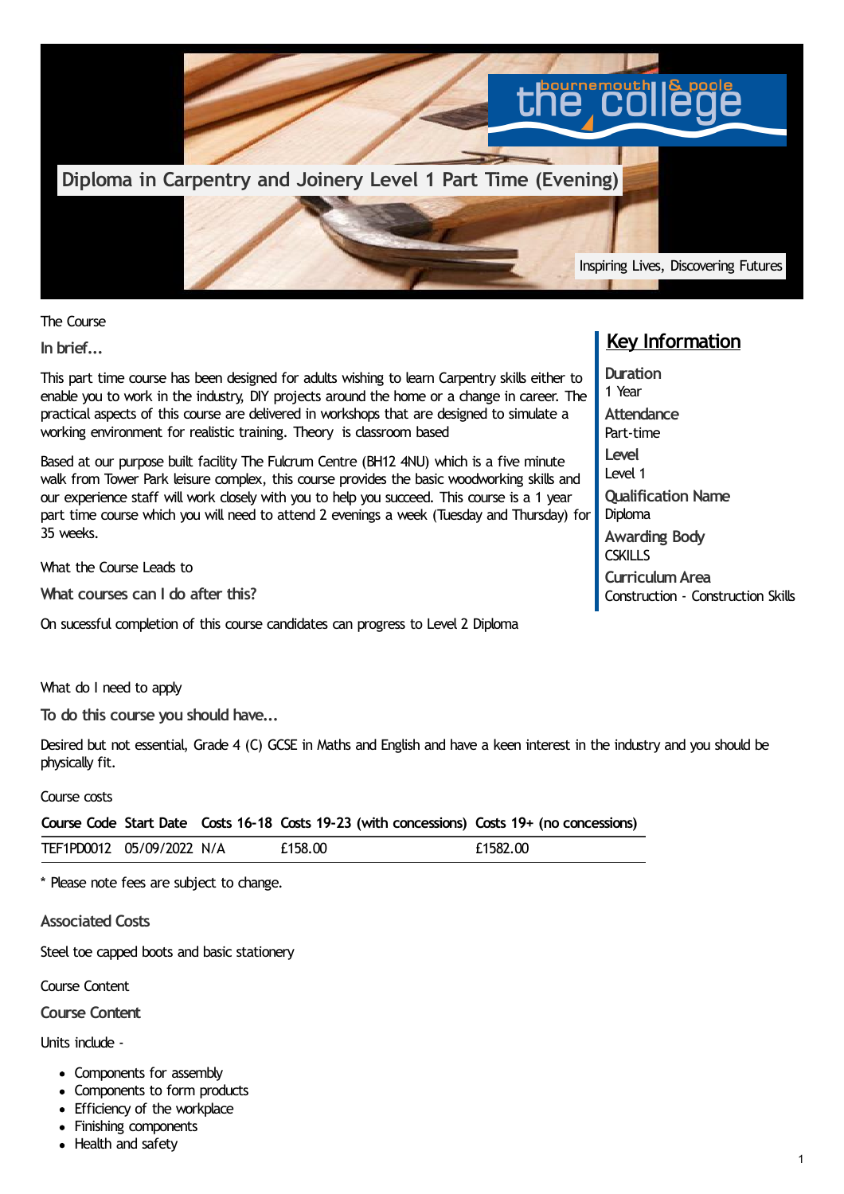# Diploma in Carpentry and Joinery Level 1 Part Time (Evening)

Inspiring Lives, Discovering Futures

The Course

### In brief...

This part time course has been designed for adults wishing to learn Carpentry skills either to enable you to work in the industry, DIY projects around the home or a change in career. The practical aspects of this course are delivered in workshops that are designed to simulate a working environment for realistic training. Theory is classroom based

Based at our purpose built facility The Fulcrum Centre (BH12 4NU) which is a five minute walk from Tower Park leisure complex, this course provides the basic woodworking skills and our experience staff will work closely with you to help you succeed. This course is a 1 year part time course which you will need to attend 2 evenings a week (Tuesday and Thursday) for 35 weeks.

## Key Information

**Duration**
1 Year

**Attendance**
Part-time

**Level**
Level 1

**Qualification Name**
Diploma

**Awarding Body**
CSKILLS

**Curriculum Area**
Construction - Construction Skills

What the Course Leads to

### What courses can I do after this?

On sucessful completion of this course candidates can progress to Level 2 Diploma

What do I need to apply

### To do this course you should have...

Desired but not essential, Grade 4 (C) GCSE in Maths and English and have a keen interest in the industry and you should be physically fit.

Course costs

| Course Code | Start Date | Costs 16-18 | Costs 19-23 (with concessions) | Costs 19+ (no concessions) |
|---|---|---|---|---|
| TEF1PD0012 | 05/09/2022 | N/A | £158.00 | £1582.00 |

* Please note fees are subject to change.

### Associated Costs

Steel toe capped boots and basic stationery

Course Content

### Course Content

Units include -

- Components for assembly
- Components to form products
- Efficiency of the workplace
- Finishing components
- Health and safety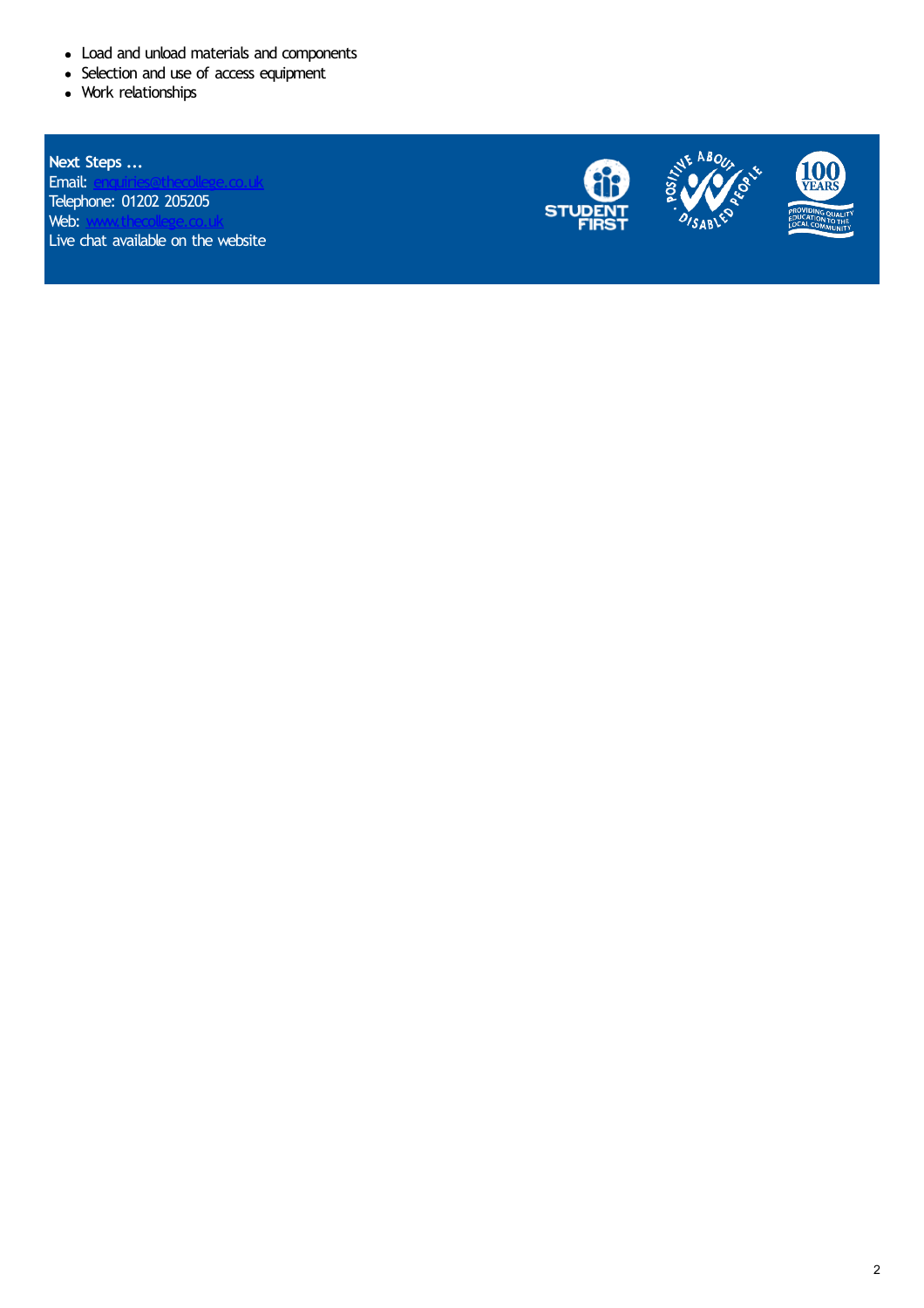- Load and unload materials and components
- Selection and use of access equipment
- Work relationships

**Next Steps ...**
Email: enquiries@thecollege.co.uk
Telephone: 01202 205205
Web: www.thecollege.co.uk
Live chat available on the website